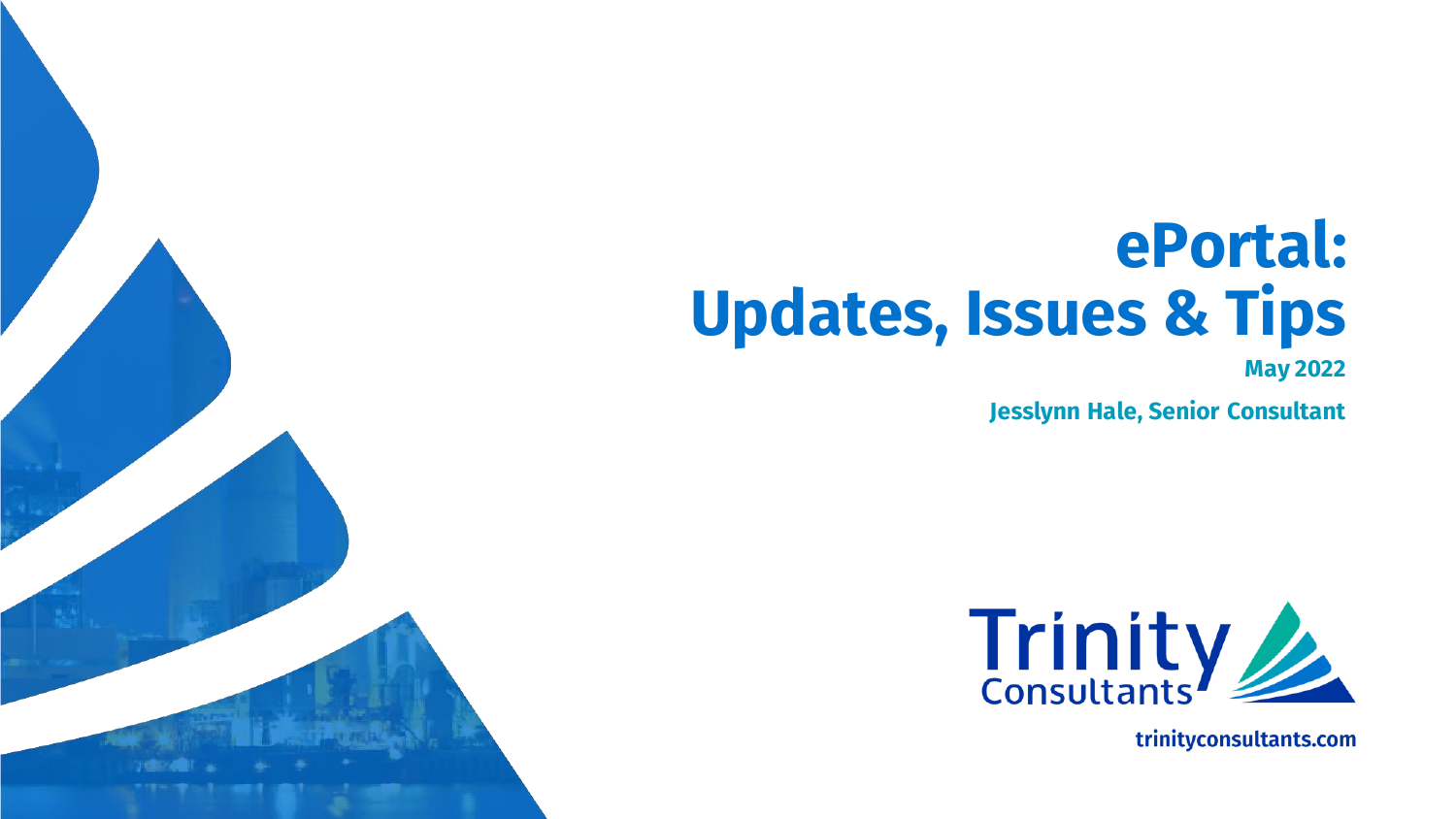# ePortal: Updates, Issues & Tips

**May 2022**

**Jesslynn Hale, Senior Consultant**

Trinity Consultants

trinityconsultants.com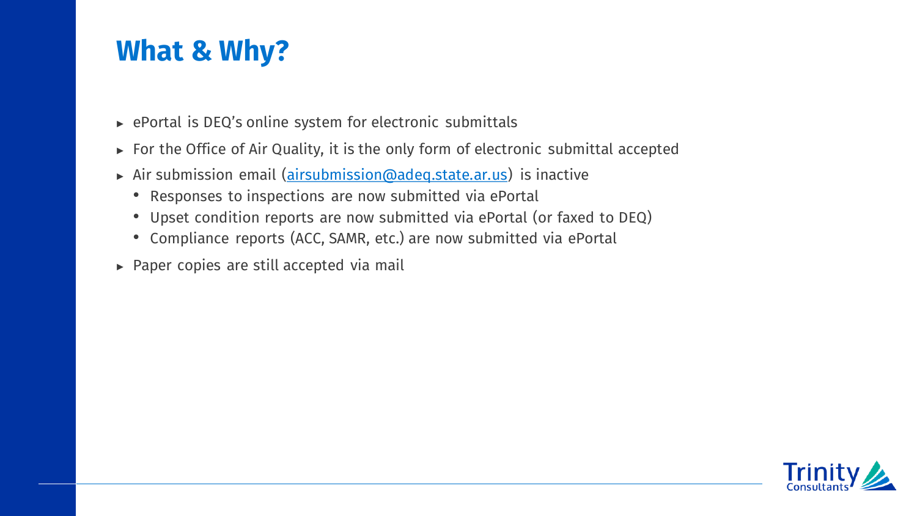# What & Why?

- ePortal is DEQ's online system for electronic submittals
- For the Office of Air Quality, it is the only form of electronic submittal accepted
- Air submission email ([airsubmission@adeq.state.ar.us](mailto:airsubmission@adeq.state.ar.us)) is inactive
  - Responses to inspections are now submitted via ePortal
  - Upset condition reports are now submitted via ePortal (or faxed to DEQ)
  - Compliance reports (ACC, SAMR, etc.) are now submitted via ePortal
- Paper copies are still accepted via mail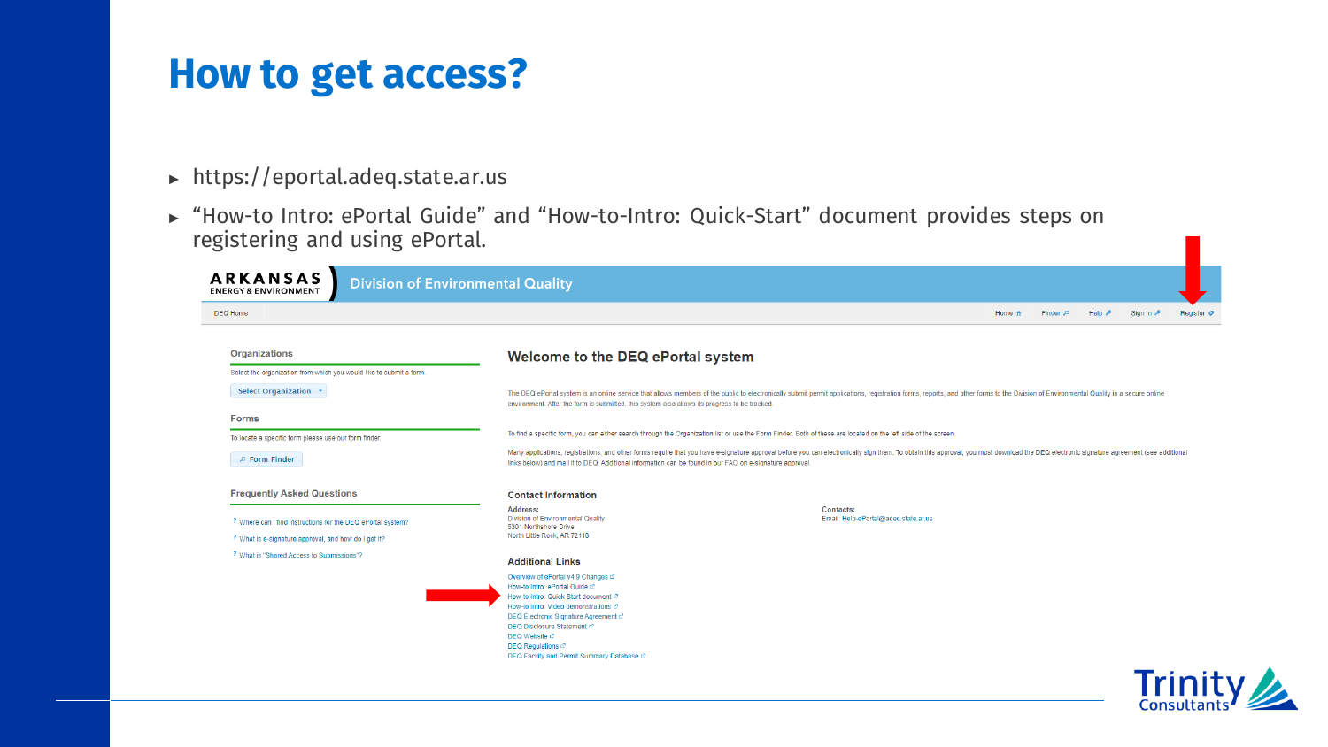# How to get access?

- https://eportal.adeq.state.ar.us
- "How-to Intro: ePortal Guide" and "How-to-Intro: Quick-Start" document provides steps on registering and using ePortal.

ARKANSAS ENERGY & ENVIRONMENT | Division of Environmental Quality

DEQ Home

Home | Finder | Help | Sign In | Register

## Organizations

Select the organization from which you would like to submit a form.

Select Organization

## Forms

To locate a specific form please use our form finder.

Form Finder

## Frequently Asked Questions

- Where can I find instructions for the DEQ ePortal system?
- What is e-signature approval, and how do I get it?
- What is "Shared Access to Submissions"?

## Welcome to the DEQ ePortal system

The DEQ ePortal system is an online service that allows members of the public to electronically submit permit applications, registration forms, reports, and other forms to the Division of Environmental Quality in a secure online environment. After the form is submitted, this system also allows its progress to be tracked.

To find a specific form, you can either search through the Organization list or use the Form Finder. Both of these are located on the left side of the screen.

Many applications, registrations, and other forms require that you have e-signature approval before you can electronically sign them. To obtain this approval, you must download the DEQ electronic signature agreement (see additional links below) and mail it to DEQ. Additional information can be found in our FAQ on e-signature approval.

### Contact Information

**Address:**
Division of Environmental Quality
5301 Northshore Drive
North Little Rock, AR 72118

**Contacts:**
Email: Help-ePortal@adeq.state.ar.us

### Additional Links

- Overview of ePortal v4.9 Changes
- How-to Intro: ePortal Guide
- How-to Intro: Quick-Start document
- How-to Intro: Video demonstrations
- DEQ Electronic Signature Agreement
- DEQ Disclosure Statement
- DEQ Website
- DEQ Regulations
- DEQ Facility and Permit Summary Database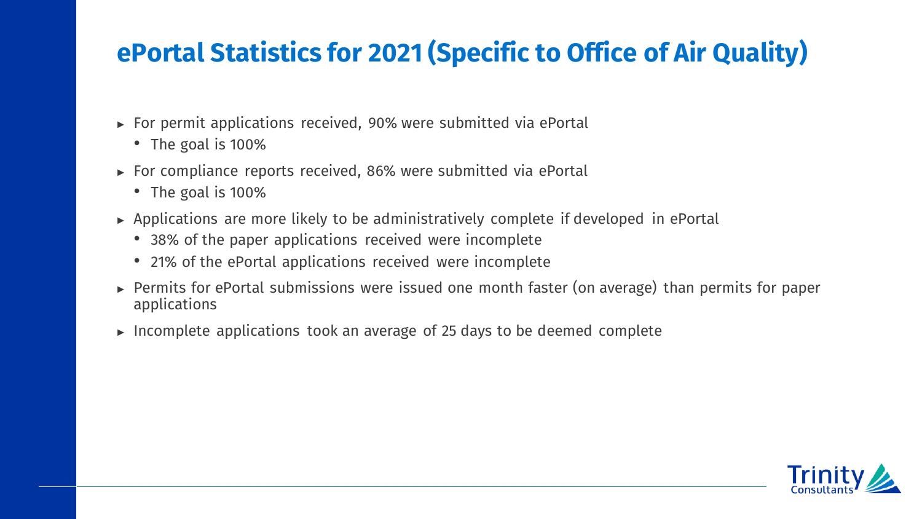# ePortal Statistics for 2021 (Specific to Office of Air Quality)

- For permit applications received, 90% were submitted via ePortal
  - The goal is 100%
- For compliance reports received, 86% were submitted via ePortal
  - The goal is 100%
- Applications are more likely to be administratively complete if developed in ePortal
  - 38% of the paper applications received were incomplete
  - 21% of the ePortal applications received were incomplete
- Permits for ePortal submissions were issued one month faster (on average) than permits for paper applications
- Incomplete applications took an average of 25 days to be deemed complete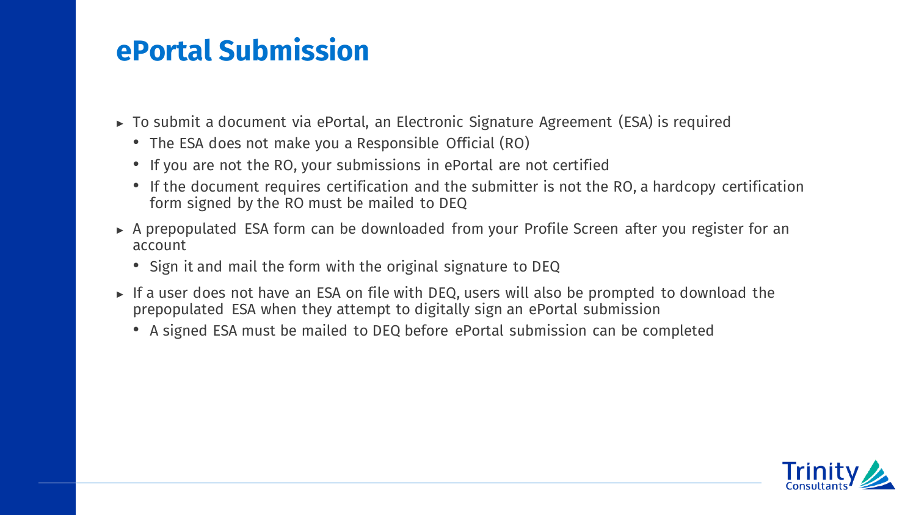# ePortal Submission

- To submit a document via ePortal, an Electronic Signature Agreement (ESA) is required
  - The ESA does not make you a Responsible Official (RO)
  - If you are not the RO, your submissions in ePortal are not certified
  - If the document requires certification and the submitter is not the RO, a hardcopy certification form signed by the RO must be mailed to DEQ
- A prepopulated ESA form can be downloaded from your Profile Screen after you register for an account
  - Sign it and mail the form with the original signature to DEQ
- If a user does not have an ESA on file with DEQ, users will also be prompted to download the prepopulated ESA when they attempt to digitally sign an ePortal submission
  - A signed ESA must be mailed to DEQ before ePortal submission can be completed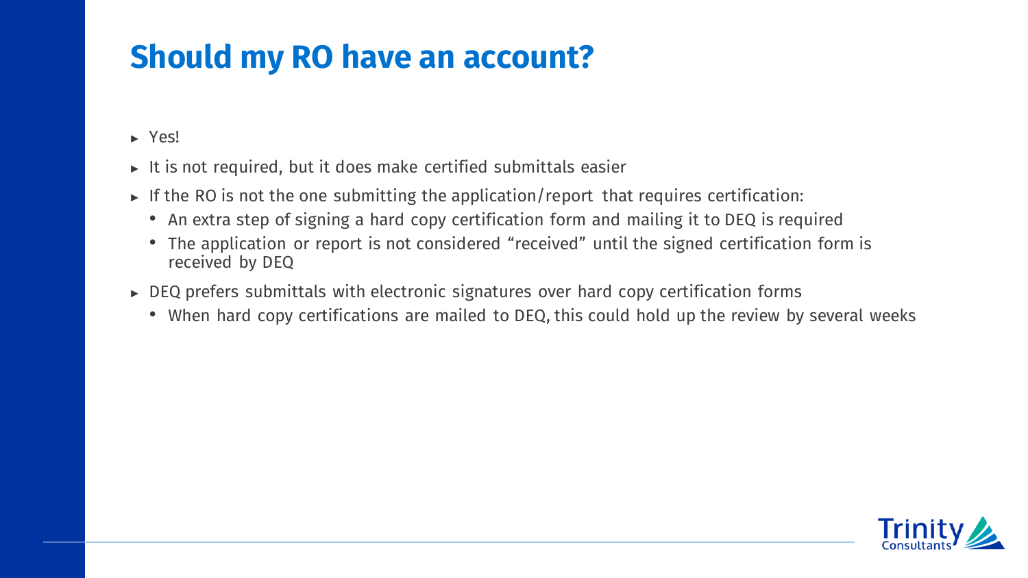# Should my RO have an account?

- Yes!
- It is not required, but it does make certified submittals easier
- If the RO is not the one submitting the application/report that requires certification:
  - An extra step of signing a hard copy certification form and mailing it to DEQ is required
  - The application or report is not considered "received" until the signed certification form is received by DEQ
- DEQ prefers submittals with electronic signatures over hard copy certification forms
  - When hard copy certifications are mailed to DEQ, this could hold up the review by several weeks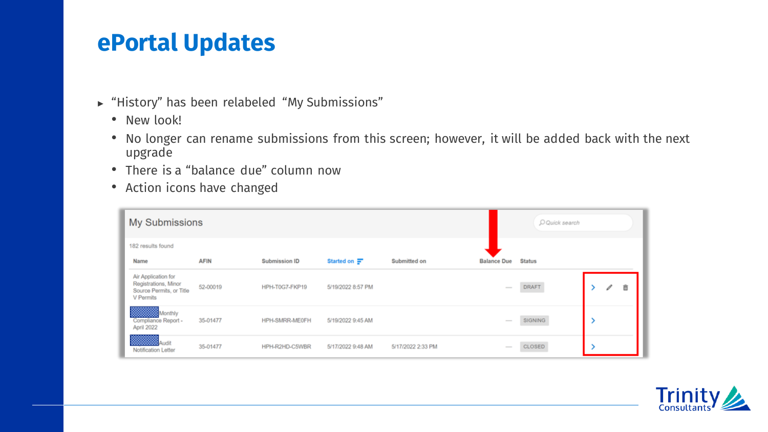# ePortal Updates

- "History" has been relabeled "My Submissions"
  - New look!
  - No longer can rename submissions from this screen; however, it will be added back with the next upgrade
  - There is a "balance due" column now
  - Action icons have changed

## My Submissions

182 results found

| Name | AFIN | Submission ID | Started on | Submitted on | Balance Due | Status | |
|---|---|---|---|---|---|---|---|
| Air Application for Registrations, Minor Source Permits, or Title V Permits | 52-00019 | HPH-T0G7-FKP19 | 5/19/2022 8:57 PM | | — | DRAFT | › ✎ 🗑 |
| Monthly Compliance Report - April 2022 | 35-01477 | HPH-SMRR-ME0FH | 5/19/2022 9:45 AM | | — | SIGNING | › |
| Audit Notification Letter | 35-01477 | HPH-R2HD-C5WBR | 5/17/2022 9:48 AM | 5/17/2022 2:33 PM | — | CLOSED | › |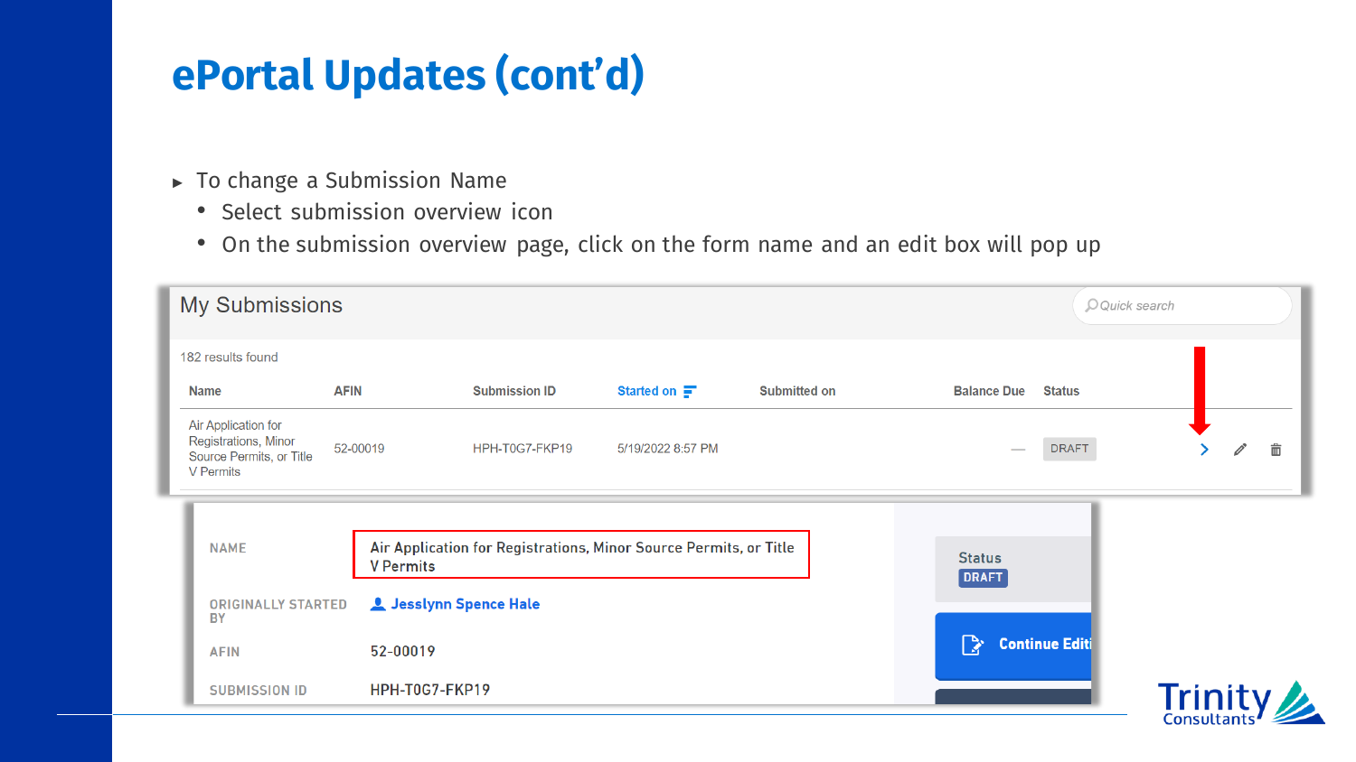# ePortal Updates (cont'd)

- To change a Submission Name
  - Select submission overview icon
  - On the submission overview page, click on the form name and an edit box will pop up

## My Submissions

182 results found

| Name | AFIN | Submission ID | Started on | Submitted on | Balance Due | Status |
|---|---|---|---|---|---|---|
| Air Application for Registrations, Minor Source Permits, or Title V Permits | 52-00019 | HPH-T0G7-FKP19 | 5/19/2022 8:57 PM | | — | DRAFT |

| | |
|---|---|
| NAME | Air Application for Registrations, Minor Source Permits, or Title V Permits |
| ORIGINALLY STARTED BY | Jesslynn Spence Hale |
| AFIN | 52-00019 |
| SUBMISSION ID | HPH-T0G7-FKP19 |

Status DRAFT

Continue Editi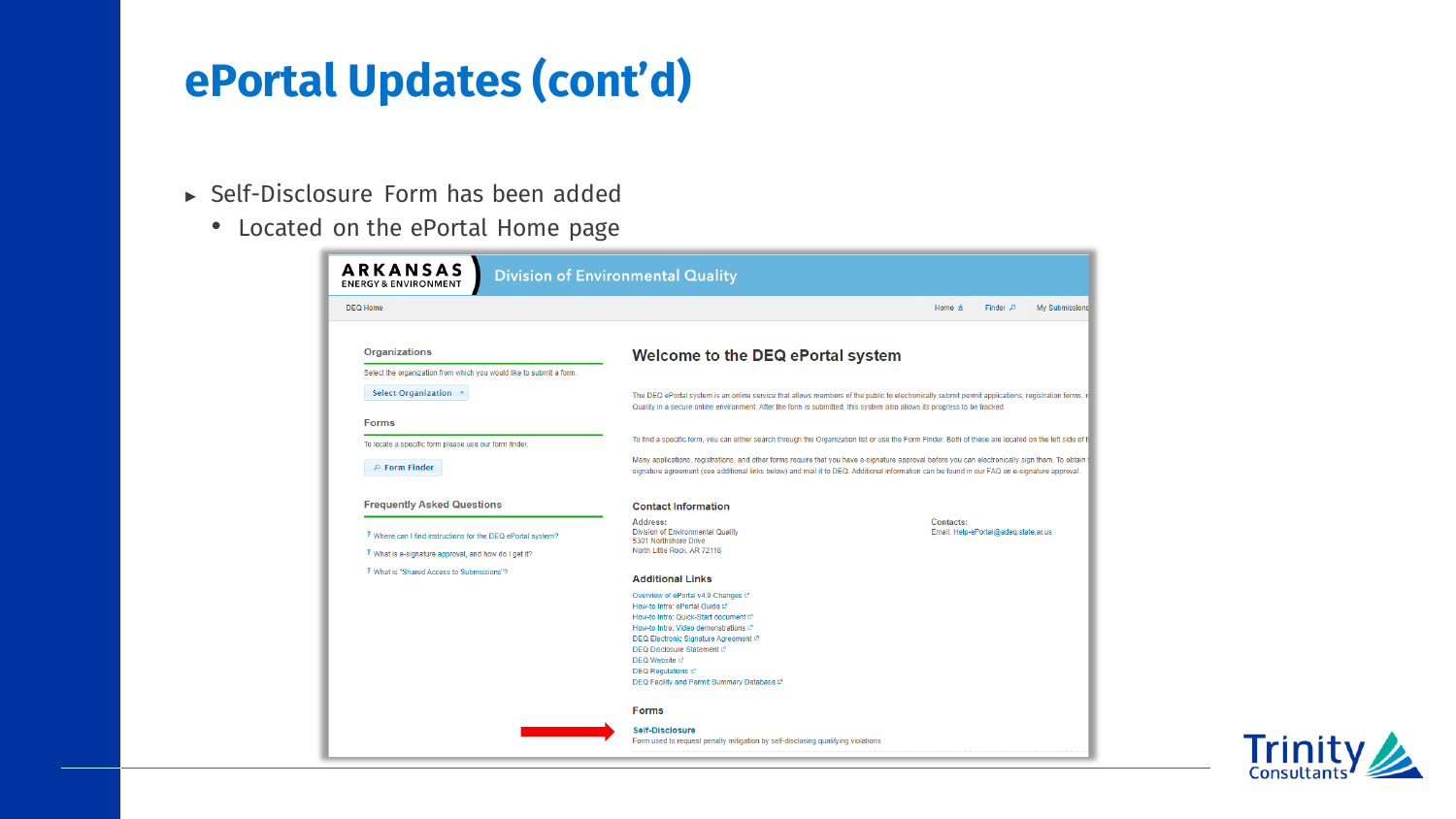# ePortal Updates (cont'd)

- Self-Disclosure Form has been added
  - Located on the ePortal Home page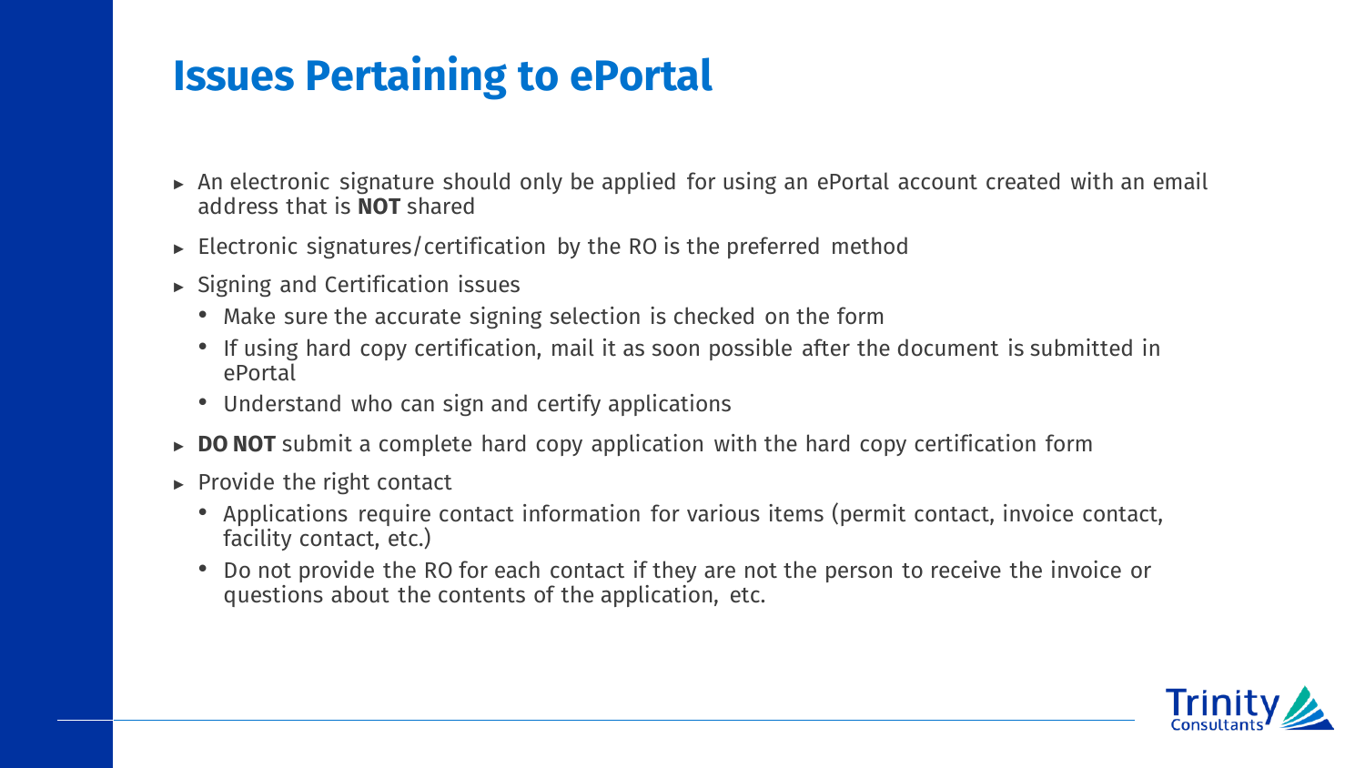# Issues Pertaining to ePortal

- An electronic signature should only be applied for using an ePortal account created with an email address that is **NOT** shared
- Electronic signatures/certification by the RO is the preferred method
- Signing and Certification issues
  - Make sure the accurate signing selection is checked on the form
  - If using hard copy certification, mail it as soon possible after the document is submitted in ePortal
  - Understand who can sign and certify applications
- **DO NOT** submit a complete hard copy application with the hard copy certification form
- Provide the right contact
  - Applications require contact information for various items (permit contact, invoice contact, facility contact, etc.)
  - Do not provide the RO for each contact if they are not the person to receive the invoice or questions about the contents of the application, etc.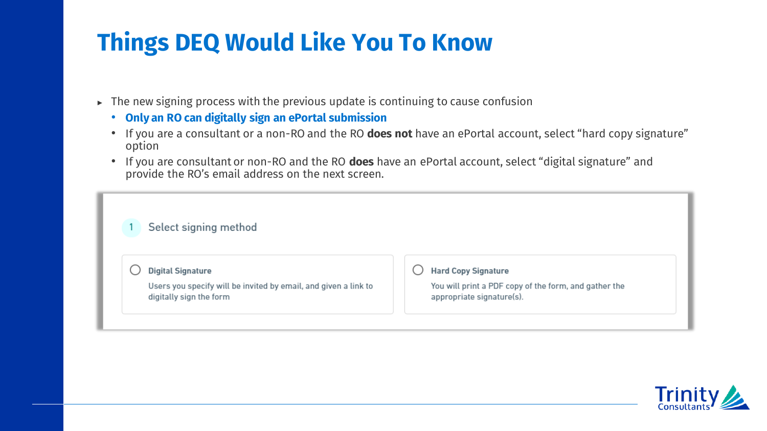# Things DEQ Would Like You To Know

- The new signing process with the previous update is continuing to cause confusion
  - **Only an RO can digitally sign an ePortal submission**
  - If you are a consultant or a non-RO and the RO **does not** have an ePortal account, select "hard copy signature" option
  - If you are consultant or non-RO and the RO **does** have an ePortal account, select "digital signature" and provide the RO's email address on the next screen.

1 Select signing method

- **Digital Signature**
  Users you specify will be invited by email, and given a link to digitally sign the form
- **Hard Copy Signature**
  You will print a PDF copy of the form, and gather the appropriate signature(s).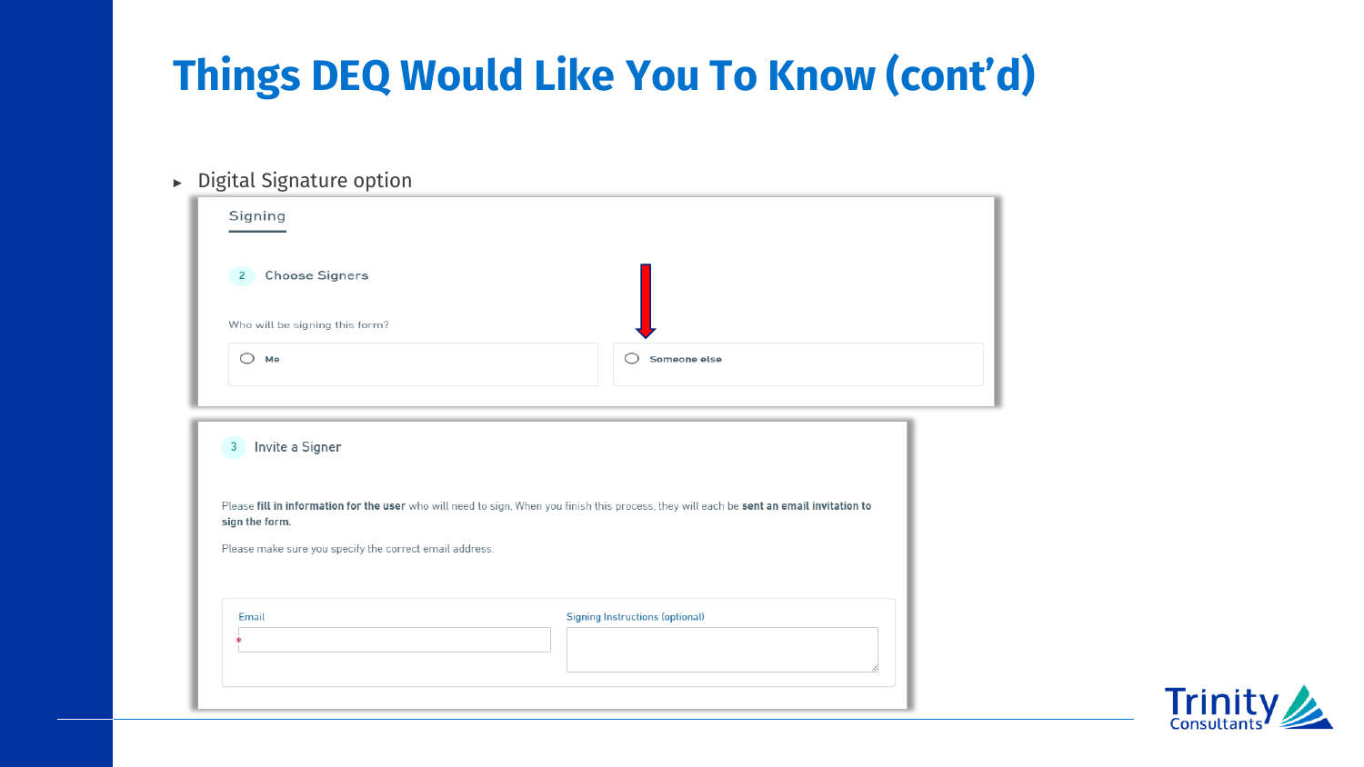# Things DEQ Would Like You To Know (cont'd)

- Digital Signature option

Signing

2 Choose Signers

Who will be signing this form?

- Me
- Someone else

3 Invite a Signer

Please **fill in information for the user** who will need to sign. When you finish this process, they will each be **sent an email invitation to sign the form.**

Please make sure you specify the correct email address.

Email *

Signing Instructions (optional)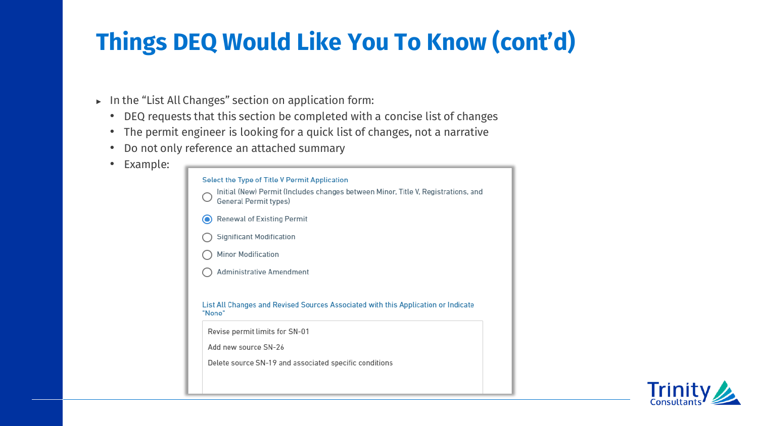# Things DEQ Would Like You To Know (cont'd)

- In the "List All Changes" section on application form:
  - DEQ requests that this section be completed with a concise list of changes
  - The permit engineer is looking for a quick list of changes, not a narrative
  - Do not only reference an attached summary
  - Example:

Select the Type of Title V Permit Application

- ○ Initial (New) Permit (Includes changes between Minor, Title V, Registrations, and General Permit types)
- ◉ Renewal of Existing Permit
- ○ Significant Modification
- ○ Minor Modification
- ○ Administrative Amendment

List All Changes and Revised Sources Associated with this Application or Indicate "None"

Revise permit limits for SN-01

Add new source SN-26

Delete source SN-19 and associated specific conditions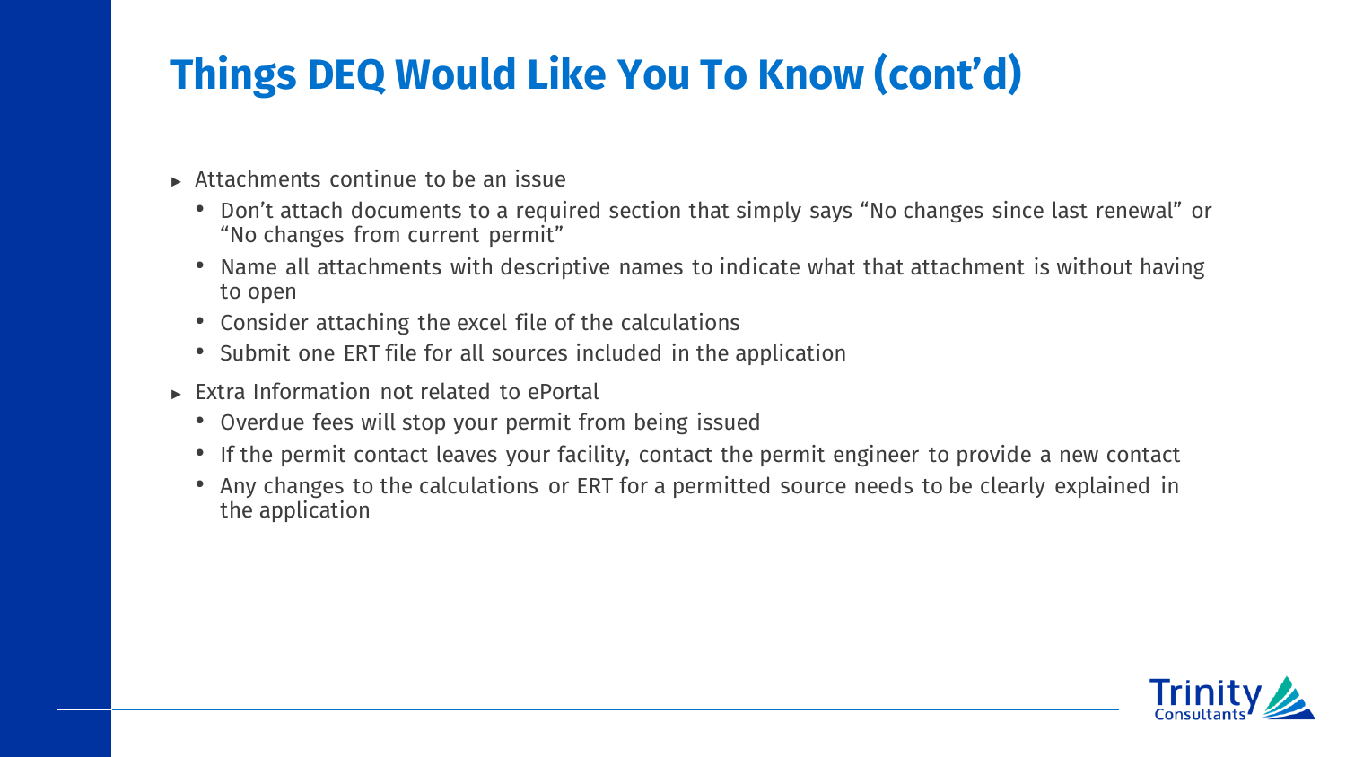# Things DEQ Would Like You To Know (cont'd)

- Attachments continue to be an issue
  - Don't attach documents to a required section that simply says "No changes since last renewal" or "No changes from current permit"
  - Name all attachments with descriptive names to indicate what that attachment is without having to open
  - Consider attaching the excel file of the calculations
  - Submit one ERT file for all sources included in the application
- Extra Information not related to ePortal
  - Overdue fees will stop your permit from being issued
  - If the permit contact leaves your facility, contact the permit engineer to provide a new contact
  - Any changes to the calculations or ERT for a permitted source needs to be clearly explained in the application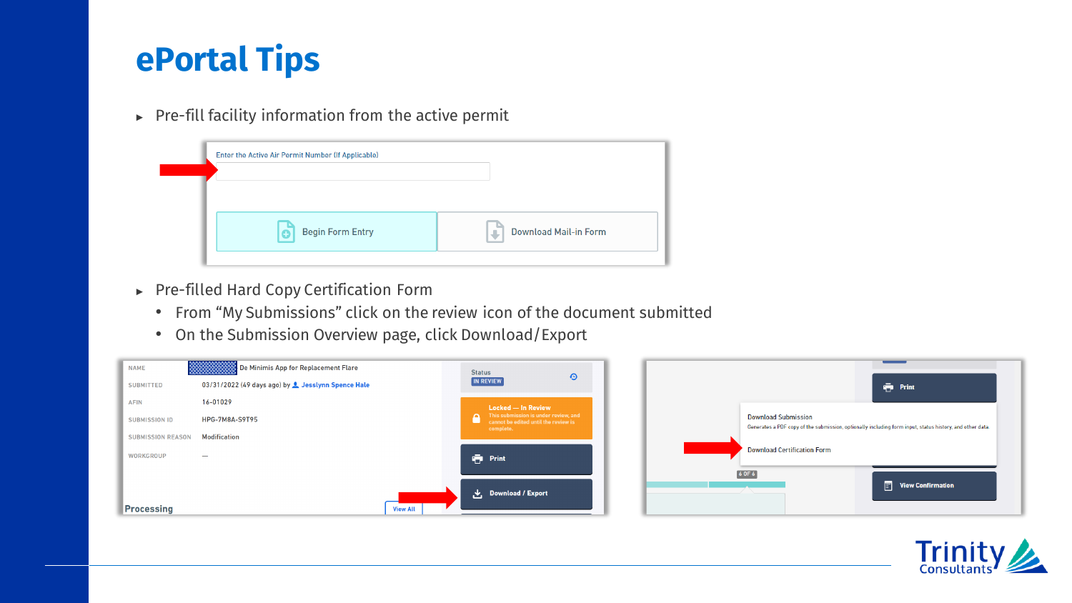# ePortal Tips

- Pre-fill facility information from the active permit

Enter the Active Air Permit Number (If Applicable)

Begin Form Entry | Download Mail-in Form

- Pre-filled Hard Copy Certification Form
  - From “My Submissions” click on the review icon of the document submitted
  - On the Submission Overview page, click Download/Export

| | |
|---|---|
| NAME | De Minimis App for Replacement Flare |
| SUBMITTED | 03/31/2022 (49 days ago) by Jesslynn Spence Hale |
| AFIN | 16-01029 |
| SUBMISSION ID | HPG-7M8A-S9T95 |
| SUBMISSION REASON | Modification |
| WORKGROUP | — |

Processing

View All

Status
IN REVIEW

Locked — In Review
This submission is under review, and cannot be edited until the review is complete.

Print

Download / Export

Print

Download Submission
Generates a PDF copy of the submission, optionally including form input, status history, and other data.

Download Certification Form

6 OF 6

View Confirmation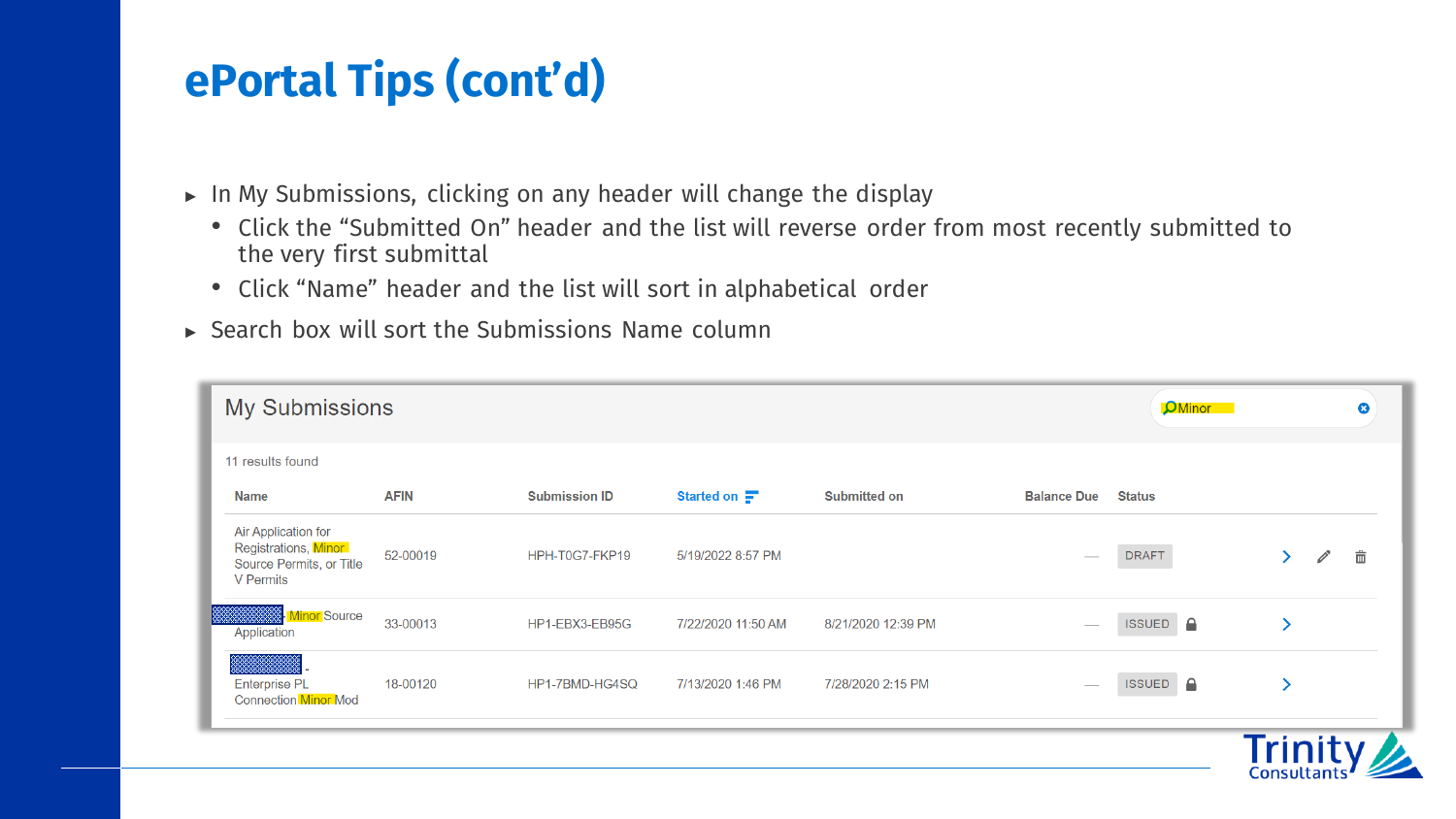# ePortal Tips (cont'd)

- In My Submissions, clicking on any header will change the display
  - Click the "Submitted On" header and the list will reverse order from most recently submitted to the very first submittal
  - Click "Name" header and the list will sort in alphabetical order
- Search box will sort the Submissions Name column

## My Submissions

Minor

11 results found

| Name | AFIN | Submission ID | Started on | Submitted on | Balance Due | Status |
|---|---|---|---|---|---|---|
| Air Application for Registrations, Minor Source Permits, or Title V Permits | 52-00019 | HPH-T0G7-FKP19 | 5/19/2022 8:57 PM | | — | DRAFT |
| Minor Source Application | 33-00013 | HP1-EBX3-EB95G | 7/22/2020 11:50 AM | 8/21/2020 12:39 PM | — | ISSUED |
| - Enterprise PL Connection Minor Mod | 18-00120 | HP1-7BMD-HG4SQ | 7/13/2020 1:46 PM | 7/28/2020 2:15 PM | — | ISSUED |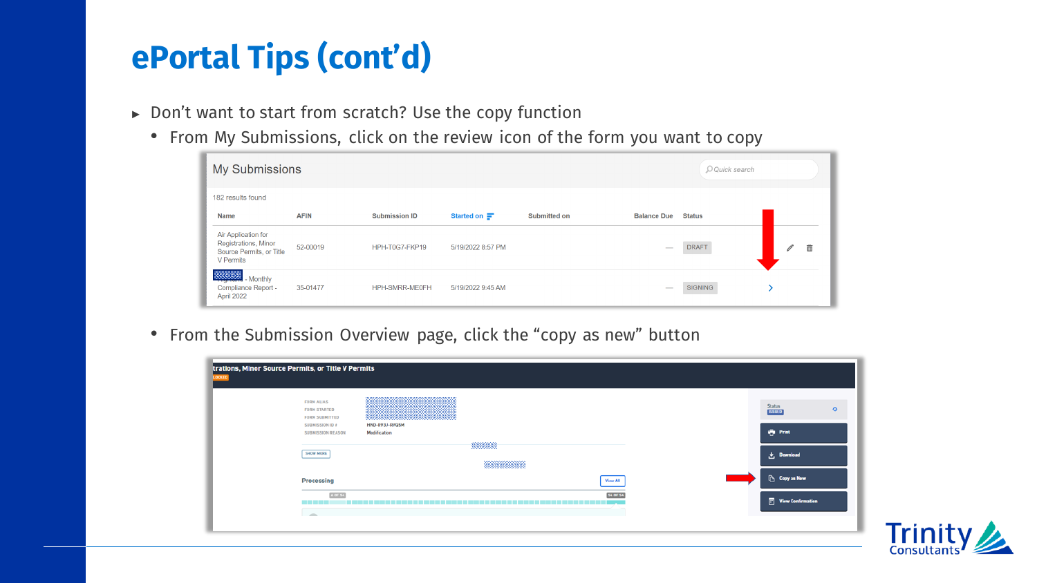# ePortal Tips (cont'd)

- Don't want to start from scratch? Use the copy function
  - From My Submissions, click on the review icon of the form you want to copy

My Submissions

182 results found

| Name | AFIN | Submission ID | Started on | Submitted on | Balance Due | Status |
|---|---|---|---|---|---|---|
| Air Application for Registrations, Minor Source Permits, or Title V Permits | 52-00019 | HPH-T0G7-FKP19 | 5/19/2022 8:57 PM | | — | DRAFT |
| - Monthly Compliance Report - April 2022 | 35-01477 | HPH-SMRR-ME0FH | 5/19/2022 9:45 AM | | — | SIGNING |

  - From the Submission Overview page, click the "copy as new" button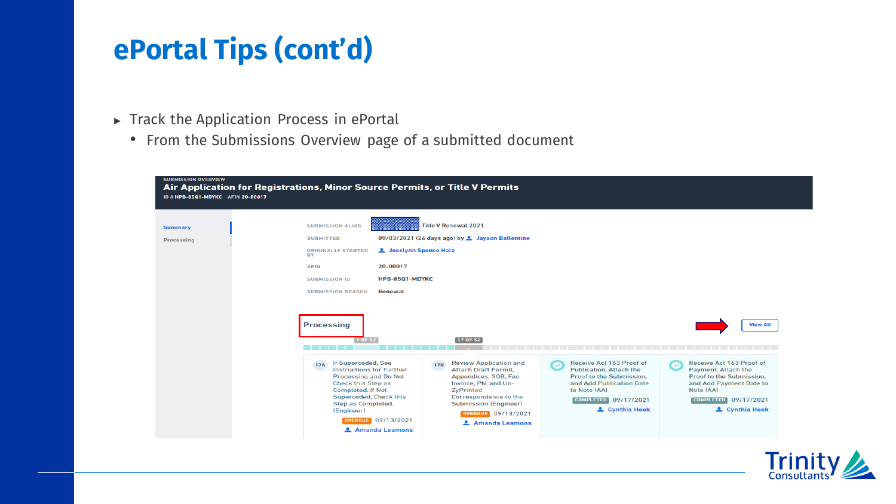# ePortal Tips (cont'd)

- Track the Application Process in ePortal
  - From the Submissions Overview page of a submitted document

SUBMISSION OVERVIEW

**Air Application for Registrations, Minor Source Permits, or Title V Permits**

ID # HPB-85Q1-MDYKC AFIN 20-00017

Summary

Processing

| | |
|---|---|
| SUBMISSION ALIAS | -Title V Renewal 2021 |
| SUBMITTED | 09/03/2021 (26 days ago) by Jayson Ballentine |
| ORIGINALLY STARTED BY | Jesslynn Spence Hale |
| AFIN | 20-00017 |
| SUBMISSION ID | HPB-85Q1-MDYKC |
| SUBMISSION REASON | Renewal |

**Processing**

View All

7 OF 52

17 OF 52

17A If Superceded, See Instructions for Further Processing and Do Not Check this Step as Completed. If Not Superceded, Check this Step as Completed. (Engineer) OVERDUE 09/13/2021 Amanda Leamons

17B Review Application and Attach Draft Permit, Appendices, SOB, Fee, Invoice, PN, and Un-ZyPrinted Correspondence to the Submission (Engineer) OVERDUE 09/13/2021 Amanda Leamons

Receive Act 163 Proof of Publication, Attach the Proof to the Submission, and Add Publication Date to Note (AA) COMPLETED 09/17/2021 Cynthia Hook

Receive Act 163 Proof of Payment, Attach the Proof to the Submission, and Add Payment Date to Note (AA) COMPLETED 09/17/2021 Cynthia Hook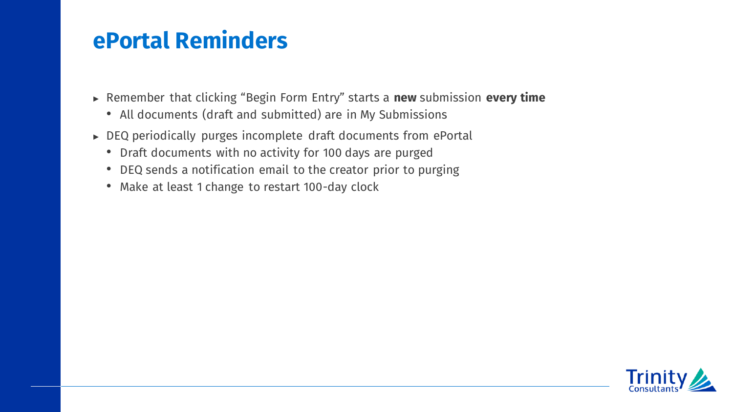# ePortal Reminders

- Remember that clicking “Begin Form Entry” starts a **new** submission **every time**
  - All documents (draft and submitted) are in My Submissions
- DEQ periodically purges incomplete draft documents from ePortal
  - Draft documents with no activity for 100 days are purged
  - DEQ sends a notification email to the creator prior to purging
  - Make at least 1 change to restart 100-day clock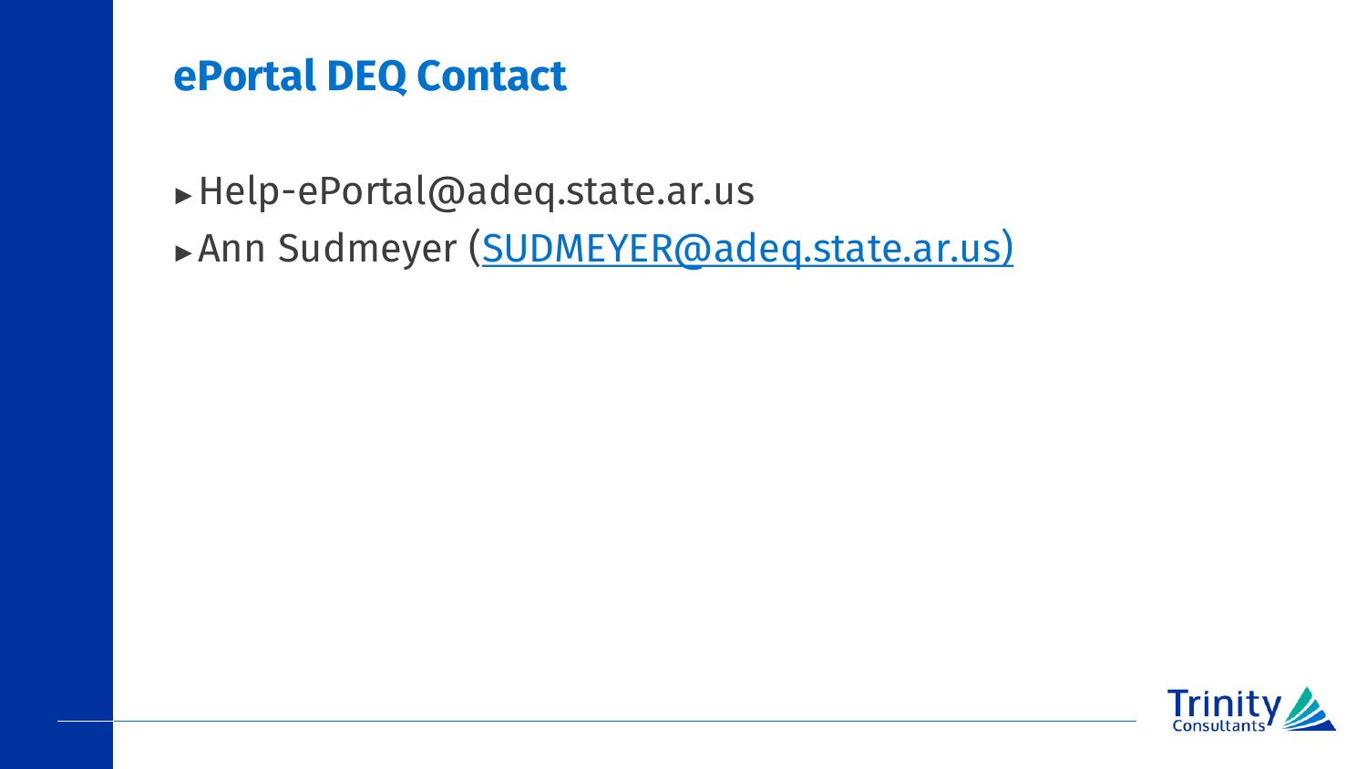# ePortal DEQ Contact

- Help-ePortal@adeq.state.ar.us
- Ann Sudmeyer (SUDMEYER@adeq.state.ar.us)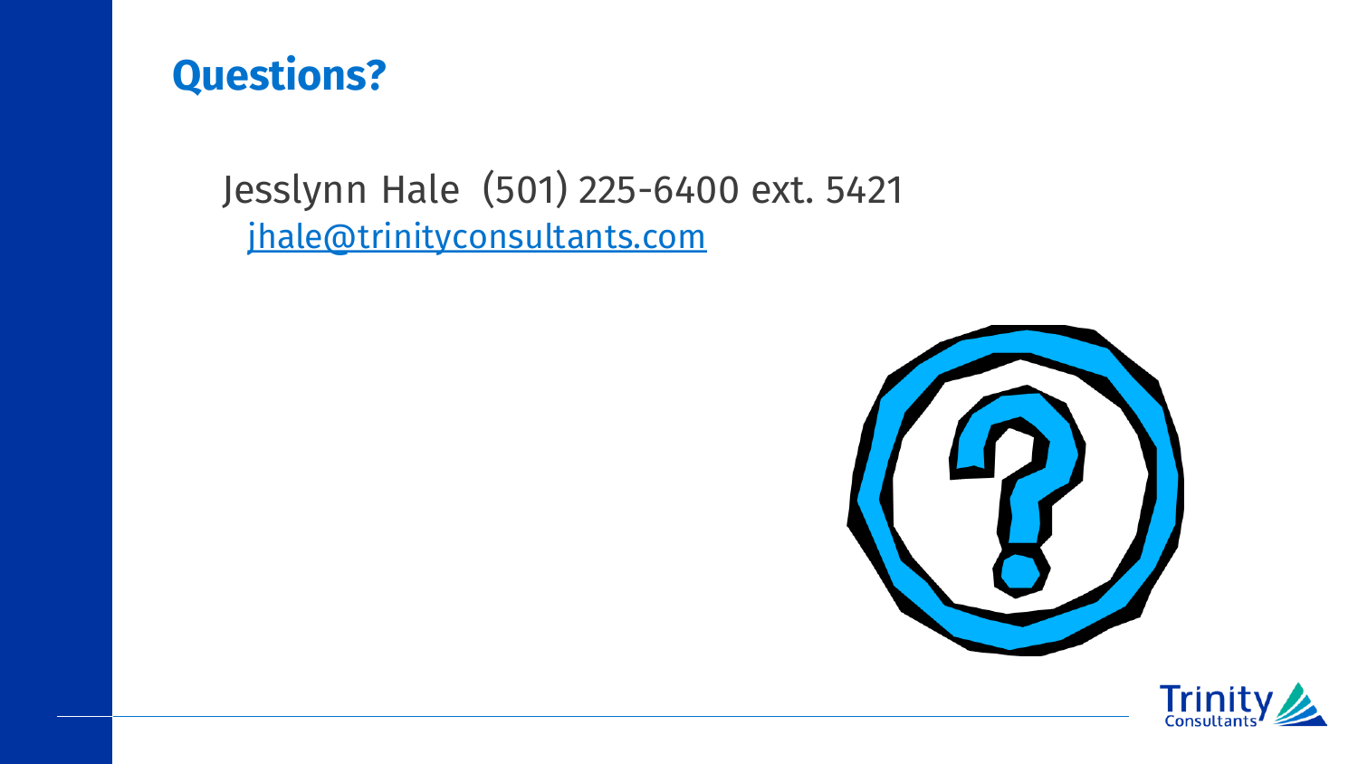# Questions?

Jesslynn Hale (501) 225-6400 ext. 5421
jhale@trinityconsultants.com